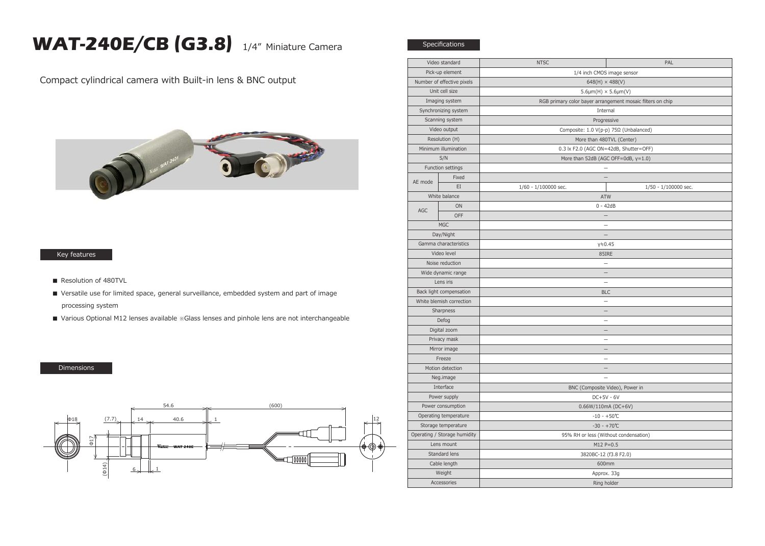# WAT-240E/CB (G3.8) 1/4" Miniature Camera

Compact cylindrical camera with Built-in lens & BNC output

## Key features

- Resolution of 480TVL
- Versatile use for limited space, general surveillance, embedded system and part of image processing system
- Various Optional M12 lenses available ※Glass lenses and pinhole lens are not interchangeable

## Dimensions

## Specifications

| Video standard | | NTSC | PAL |
|---|---|---|---|
| Pick-up element | | 1/4 inch CMOS image sensor | |
| Number of effective pixels | | 648(H) × 488(V) | |
| Unit cell size | | 5.6μm(H) × 5.6μm(V) | |
| Imaging system | | RGB primary color bayer arrangement mosaic filters on chip | |
| Synchronizing system | | Internal | |
| Scanning system | | Progressive | |
| Video output | | Composite: 1.0 V(p-p) 75Ω (Unbalanced) | |
| Resolution (H) | | More than 480TVL (Center) | |
| Minimum illumination | | 0.3 lx F2.0 (AGC ON=42dB, Shutter=OFF) | |
| S/N | | More than 52dB (AGC OFF=0dB, γ=1.0) | |
| Function settings | | – | |
| AE mode | Fixed | – | |
| | EI | 1/60 - 1/100000 sec. | 1/50 - 1/100000 sec. |
| White balance | | ATW | |
| AGC | ON | 0 - 42dB | |
| | OFF | – | |
| MGC | | – | |
| Day/Night | | – | |
| Gamma characteristics | | γ≒0.45 | |
| Video level | | 85IRE | |
| Noise reduction | | – | |
| Wide dynamic range | | – | |
| Lens iris | | – | |
| Back light compensation | | BLC | |
| White blemish correction | | – | |
| Sharpness | | – | |
| Defog | | – | |
| Digital zoom | | – | |
| Privacy mask | | – | |
| Mirror image | | – | |
| Freeze | | – | |
| Motion detection | | – | |
| Neg.image | | – | |
| Interface | | BNC (Composite Video), Power in | |
| Power supply | | DC+5V - 6V | |
| Power consumption | | 0.66W/110mA (DC+6V) | |
| Operating temperature | | -10 - +50℃ | |
| Storage temperature | | -30 - +70℃ | |
| Operating / Storage humidity | | 95% RH or less (Without condensation) | |
| Lens mount | | M12 P=0.5 | |
| Standard lens | | 3820BC-12 (f3.8 F2.0) | |
| Cable length | | 600mm | |
| Weight | | Approx. 33g | |
| Accessories | | Ring holder | |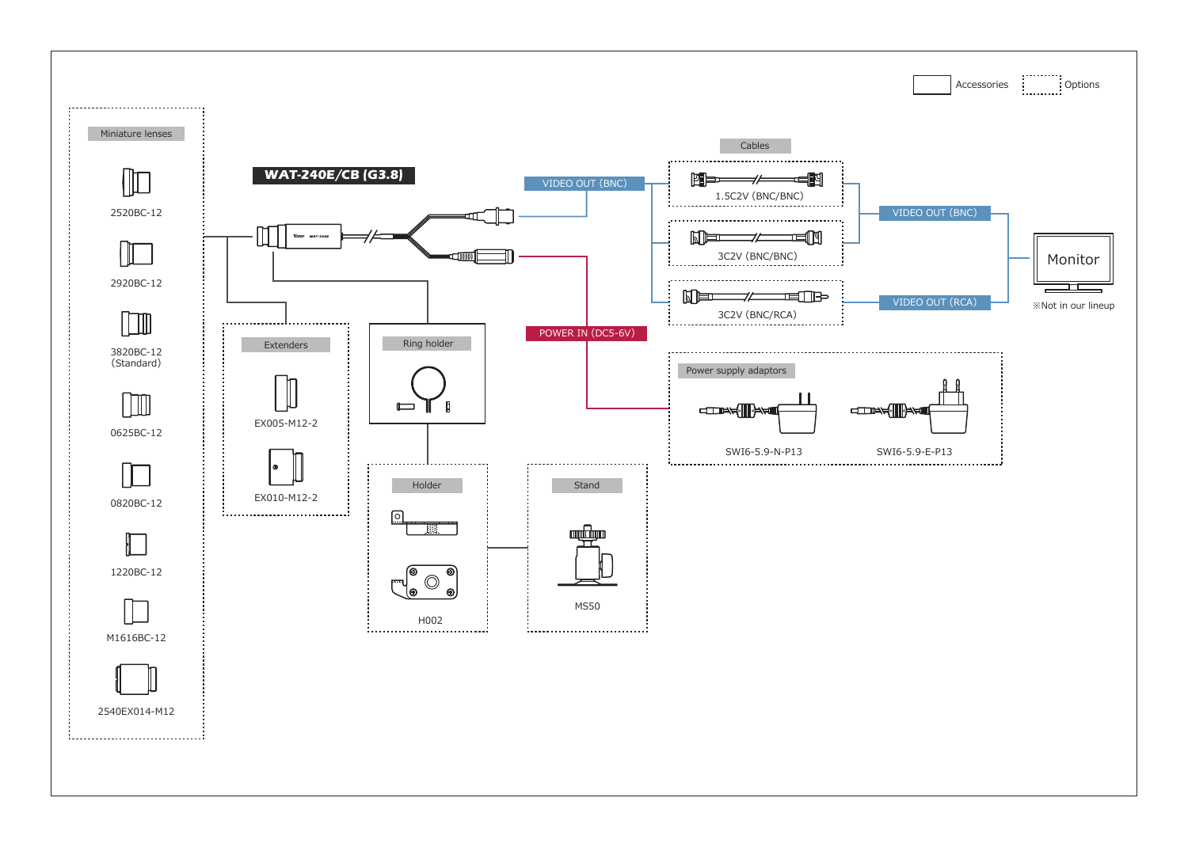Accessories

Options

# WAT-240E/CB (G3.8)

## Miniature lenses

- 2520BC-12
- 2920BC-12
- 3820BC-12 (Standard)
- 0625BC-12
- 0820BC-12
- 1220BC-12
- M1616BC-12
- 2540EX014-M12

## Extenders

- EX005-M12-2
- EX010-M12-2

## Ring holder

## Holder

- H002

## Stand

- MS50

VIDEO OUT (BNC)

## Cables

- 1.5C2V (BNC/BNC)
- 3C2V (BNC/BNC)
- 3C2V (BNC/RCA)

VIDEO OUT (BNC)

VIDEO OUT (RCA)

Monitor

※Not in our lineup

POWER IN (DC5-6V)

## Power supply adaptors

- SWI6-5.9-N-P13
- SWI6-5.9-E-P13